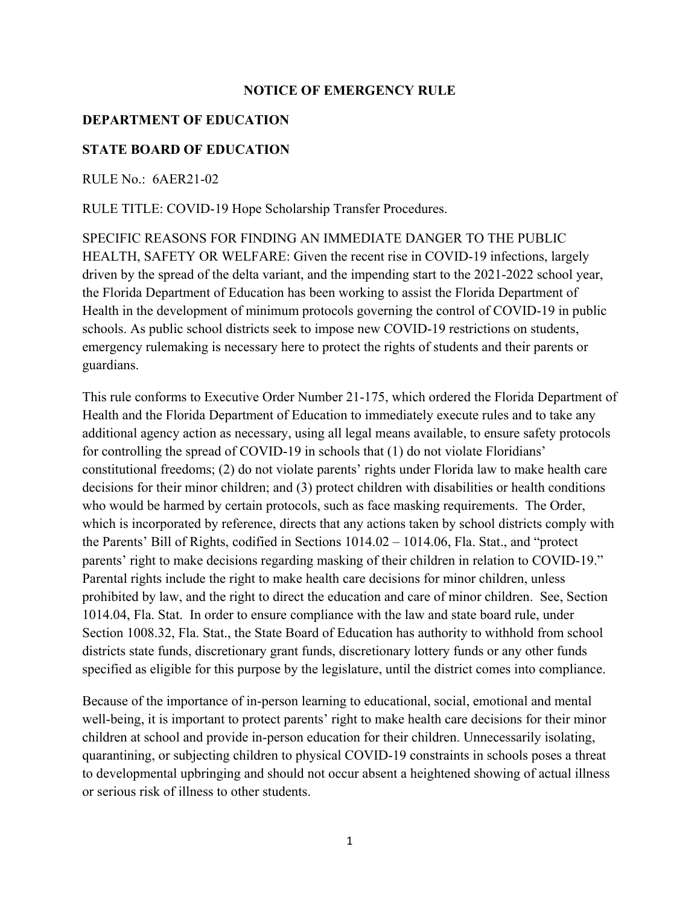# NOTICE OF EMERGENCY RULE

**DEPARTMENT OF EDUCATION**

**STATE BOARD OF EDUCATION**

RULE No.: 6AER21-02

RULE TITLE: COVID-19 Hope Scholarship Transfer Procedures.

SPECIFIC REASONS FOR FINDING AN IMMEDIATE DANGER TO THE PUBLIC HEALTH, SAFETY OR WELFARE: Given the recent rise in COVID-19 infections, largely driven by the spread of the delta variant, and the impending start to the 2021-2022 school year, the Florida Department of Education has been working to assist the Florida Department of Health in the development of minimum protocols governing the control of COVID-19 in public schools. As public school districts seek to impose new COVID-19 restrictions on students, emergency rulemaking is necessary here to protect the rights of students and their parents or guardians.

This rule conforms to Executive Order Number 21-175, which ordered the Florida Department of Health and the Florida Department of Education to immediately execute rules and to take any additional agency action as necessary, using all legal means available, to ensure safety protocols for controlling the spread of COVID-19 in schools that (1) do not violate Floridians' constitutional freedoms; (2) do not violate parents' rights under Florida law to make health care decisions for their minor children; and (3) protect children with disabilities or health conditions who would be harmed by certain protocols, such as face masking requirements. The Order, which is incorporated by reference, directs that any actions taken by school districts comply with the Parents' Bill of Rights, codified in Sections 1014.02 – 1014.06, Fla. Stat., and "protect parents' right to make decisions regarding masking of their children in relation to COVID-19." Parental rights include the right to make health care decisions for minor children, unless prohibited by law, and the right to direct the education and care of minor children. See, Section 1014.04, Fla. Stat. In order to ensure compliance with the law and state board rule, under Section 1008.32, Fla. Stat., the State Board of Education has authority to withhold from school districts state funds, discretionary grant funds, discretionary lottery funds or any other funds specified as eligible for this purpose by the legislature, until the district comes into compliance.

Because of the importance of in-person learning to educational, social, emotional and mental well-being, it is important to protect parents' right to make health care decisions for their minor children at school and provide in-person education for their children. Unnecessarily isolating, quarantining, or subjecting children to physical COVID-19 constraints in schools poses a threat to developmental upbringing and should not occur absent a heightened showing of actual illness or serious risk of illness to other students.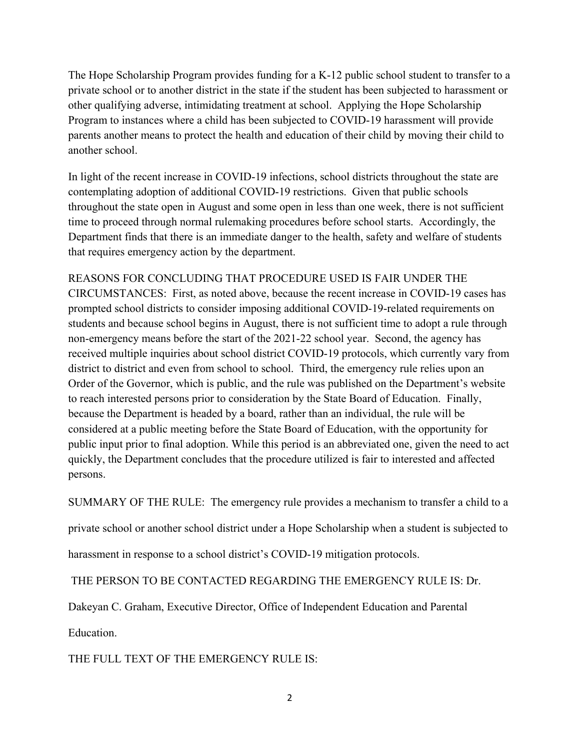The Hope Scholarship Program provides funding for a K-12 public school student to transfer to a private school or to another district in the state if the student has been subjected to harassment or other qualifying adverse, intimidating treatment at school. Applying the Hope Scholarship Program to instances where a child has been subjected to COVID-19 harassment will provide parents another means to protect the health and education of their child by moving their child to another school.

In light of the recent increase in COVID-19 infections, school districts throughout the state are contemplating adoption of additional COVID-19 restrictions. Given that public schools throughout the state open in August and some open in less than one week, there is not sufficient time to proceed through normal rulemaking procedures before school starts. Accordingly, the Department finds that there is an immediate danger to the health, safety and welfare of students that requires emergency action by the department.

REASONS FOR CONCLUDING THAT PROCEDURE USED IS FAIR UNDER THE CIRCUMSTANCES: First, as noted above, because the recent increase in COVID-19 cases has prompted school districts to consider imposing additional COVID-19-related requirements on students and because school begins in August, there is not sufficient time to adopt a rule through non-emergency means before the start of the 2021-22 school year. Second, the agency has received multiple inquiries about school district COVID-19 protocols, which currently vary from district to district and even from school to school. Third, the emergency rule relies upon an Order of the Governor, which is public, and the rule was published on the Department's website to reach interested persons prior to consideration by the State Board of Education. Finally, because the Department is headed by a board, rather than an individual, the rule will be considered at a public meeting before the State Board of Education, with the opportunity for public input prior to final adoption. While this period is an abbreviated one, given the need to act quickly, the Department concludes that the procedure utilized is fair to interested and affected persons.

SUMMARY OF THE RULE: The emergency rule provides a mechanism to transfer a child to a private school or another school district under a Hope Scholarship when a student is subjected to harassment in response to a school district's COVID-19 mitigation protocols.

THE PERSON TO BE CONTACTED REGARDING THE EMERGENCY RULE IS: Dr. Dakeyan C. Graham, Executive Director, Office of Independent Education and Parental Education.

THE FULL TEXT OF THE EMERGENCY RULE IS: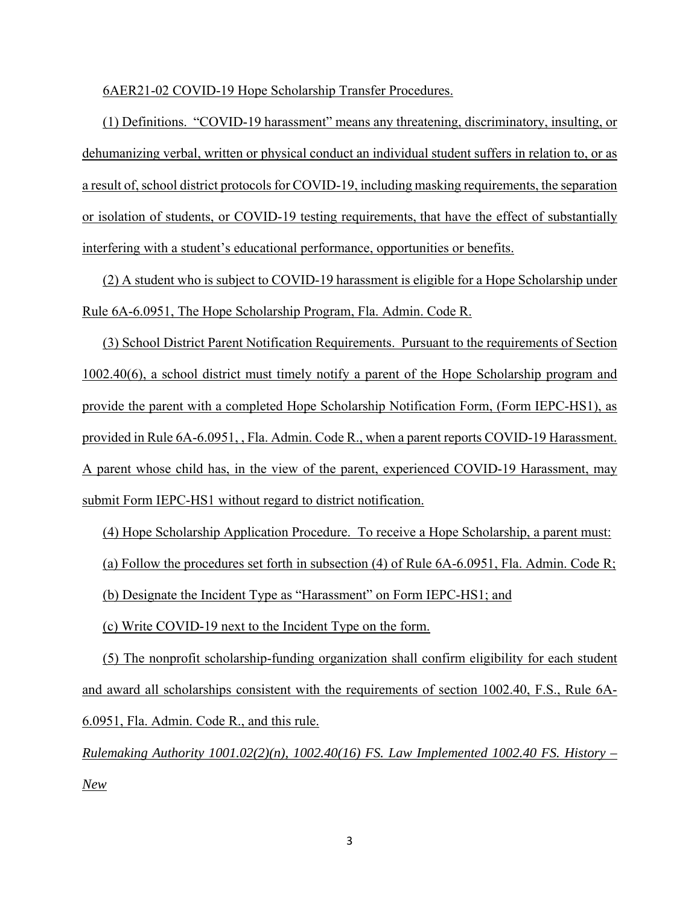6AER21-02 COVID-19 Hope Scholarship Transfer Procedures.

(1) Definitions. "COVID-19 harassment" means any threatening, discriminatory, insulting, or dehumanizing verbal, written or physical conduct an individual student suffers in relation to, or as a result of, school district protocols for COVID-19, including masking requirements, the separation or isolation of students, or COVID-19 testing requirements, that have the effect of substantially interfering with a student's educational performance, opportunities or benefits.

(2) A student who is subject to COVID-19 harassment is eligible for a Hope Scholarship under Rule 6A-6.0951, The Hope Scholarship Program, Fla. Admin. Code R.

(3) School District Parent Notification Requirements. Pursuant to the requirements of Section 1002.40(6), a school district must timely notify a parent of the Hope Scholarship program and provide the parent with a completed Hope Scholarship Notification Form, (Form IEPC-HS1), as provided in Rule 6A-6.0951, , Fla. Admin. Code R., when a parent reports COVID-19 Harassment. A parent whose child has, in the view of the parent, experienced COVID-19 Harassment, may submit Form IEPC-HS1 without regard to district notification.

(4) Hope Scholarship Application Procedure. To receive a Hope Scholarship, a parent must:

(a) Follow the procedures set forth in subsection (4) of Rule 6A-6.0951, Fla. Admin. Code R;

(b) Designate the Incident Type as "Harassment" on Form IEPC-HS1; and

(c) Write COVID-19 next to the Incident Type on the form.

(5) The nonprofit scholarship-funding organization shall confirm eligibility for each student and award all scholarships consistent with the requirements of section 1002.40, F.S., Rule 6A-6.0951, Fla. Admin. Code R., and this rule.

*Rulemaking Authority 1001.02(2)(n), 1002.40(16) FS. Law Implemented 1002.40 FS. History – New*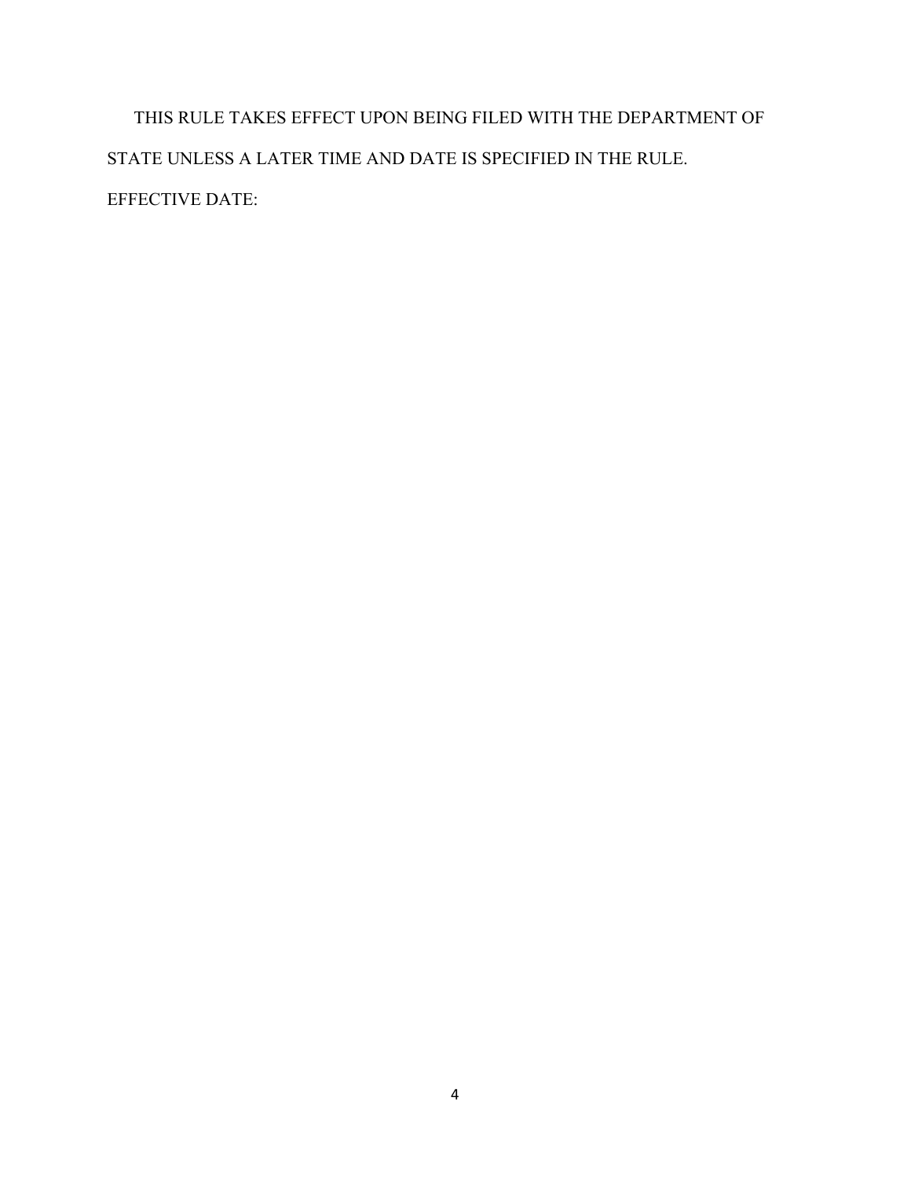THIS RULE TAKES EFFECT UPON BEING FILED WITH THE DEPARTMENT OF STATE UNLESS A LATER TIME AND DATE IS SPECIFIED IN THE RULE.

EFFECTIVE DATE: